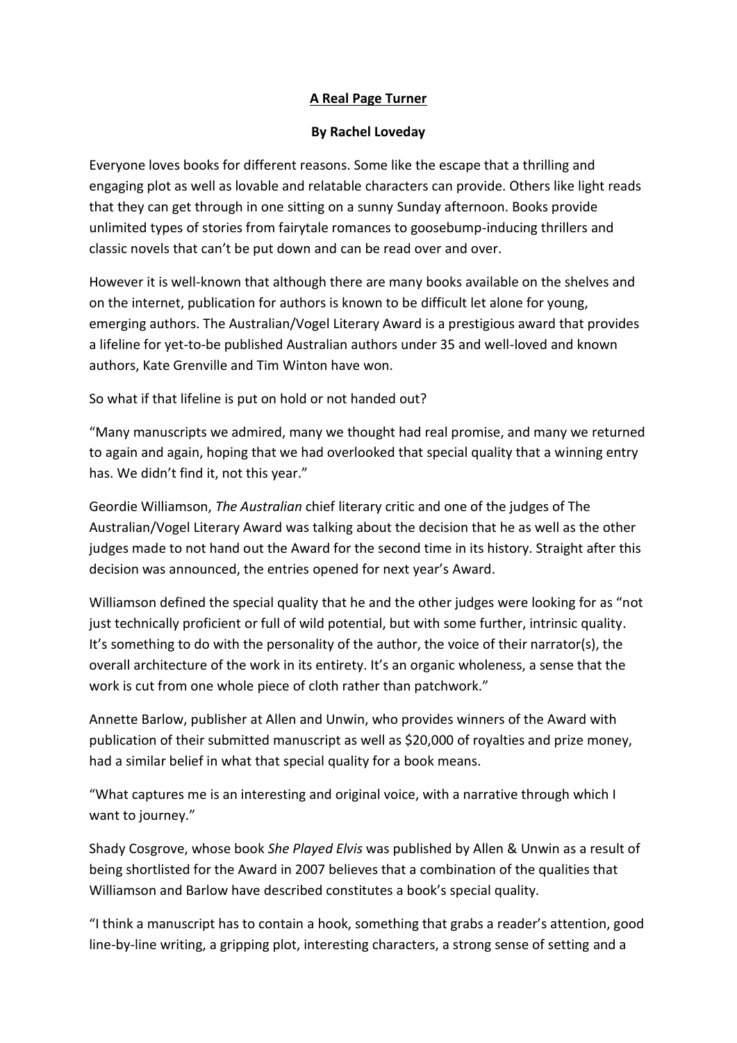# A Real Page Turner

**By Rachel Loveday**

Everyone loves books for different reasons. Some like the escape that a thrilling and engaging plot as well as lovable and relatable characters can provide. Others like light reads that they can get through in one sitting on a sunny Sunday afternoon. Books provide unlimited types of stories from fairytale romances to goosebump-inducing thrillers and classic novels that can't be put down and can be read over and over.

However it is well-known that although there are many books available on the shelves and on the internet, publication for authors is known to be difficult let alone for young, emerging authors. The Australian/Vogel Literary Award is a prestigious award that provides a lifeline for yet-to-be published Australian authors under 35 and well-loved and known authors, Kate Grenville and Tim Winton have won.

So what if that lifeline is put on hold or not handed out?

"Many manuscripts we admired, many we thought had real promise, and many we returned to again and again, hoping that we had overlooked that special quality that a winning entry has. We didn't find it, not this year."

Geordie Williamson, *The Australian* chief literary critic and one of the judges of The Australian/Vogel Literary Award was talking about the decision that he as well as the other judges made to not hand out the Award for the second time in its history. Straight after this decision was announced, the entries opened for next year's Award.

Williamson defined the special quality that he and the other judges were looking for as "not just technically proficient or full of wild potential, but with some further, intrinsic quality. It's something to do with the personality of the author, the voice of their narrator(s), the overall architecture of the work in its entirety. It's an organic wholeness, a sense that the work is cut from one whole piece of cloth rather than patchwork."

Annette Barlow, publisher at Allen and Unwin, who provides winners of the Award with publication of their submitted manuscript as well as $20,000 of royalties and prize money, had a similar belief in what that special quality for a book means.

"What captures me is an interesting and original voice, with a narrative through which I want to journey."

Shady Cosgrove, whose book *She Played Elvis* was published by Allen & Unwin as a result of being shortlisted for the Award in 2007 believes that a combination of the qualities that Williamson and Barlow have described constitutes a book's special quality.

"I think a manuscript has to contain a hook, something that grabs a reader's attention, good line-by-line writing, a gripping plot, interesting characters, a strong sense of setting and a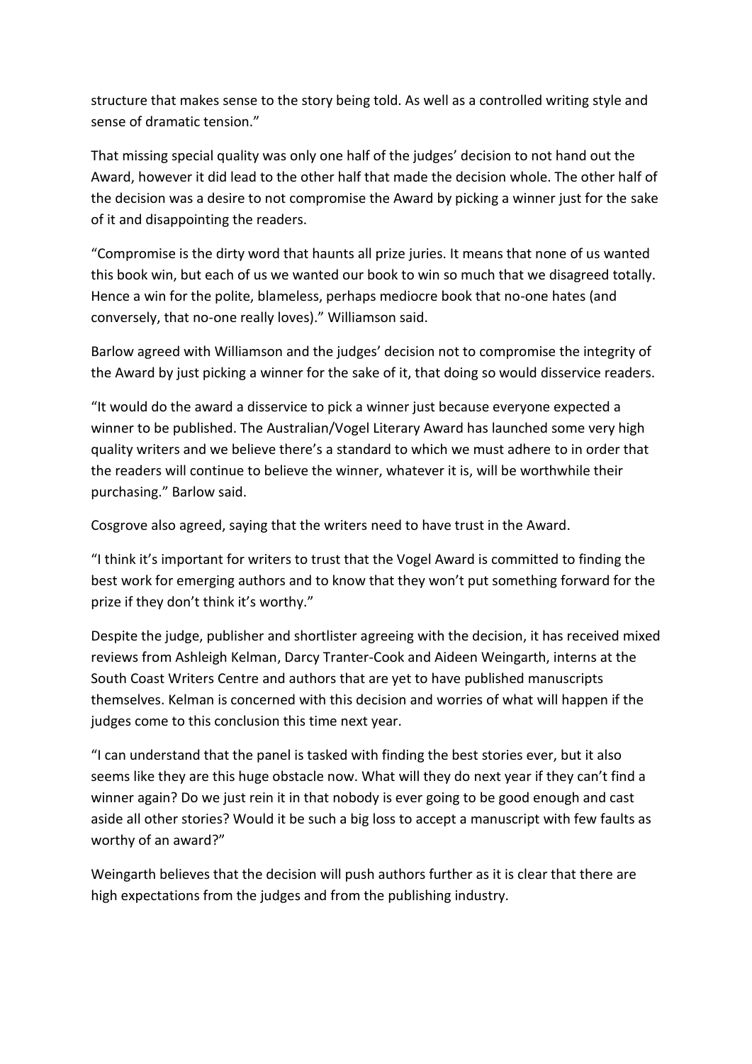structure that makes sense to the story being told. As well as a controlled writing style and sense of dramatic tension."

That missing special quality was only one half of the judges' decision to not hand out the Award, however it did lead to the other half that made the decision whole. The other half of the decision was a desire to not compromise the Award by picking a winner just for the sake of it and disappointing the readers.

"Compromise is the dirty word that haunts all prize juries. It means that none of us wanted this book win, but each of us we wanted our book to win so much that we disagreed totally. Hence a win for the polite, blameless, perhaps mediocre book that no-one hates (and conversely, that no-one really loves)." Williamson said.

Barlow agreed with Williamson and the judges' decision not to compromise the integrity of the Award by just picking a winner for the sake of it, that doing so would disservice readers.

"It would do the award a disservice to pick a winner just because everyone expected a winner to be published. The Australian/Vogel Literary Award has launched some very high quality writers and we believe there's a standard to which we must adhere to in order that the readers will continue to believe the winner, whatever it is, will be worthwhile their purchasing." Barlow said.

Cosgrove also agreed, saying that the writers need to have trust in the Award.

"I think it's important for writers to trust that the Vogel Award is committed to finding the best work for emerging authors and to know that they won't put something forward for the prize if they don't think it's worthy."

Despite the judge, publisher and shortlister agreeing with the decision, it has received mixed reviews from Ashleigh Kelman, Darcy Tranter-Cook and Aideen Weingarth, interns at the South Coast Writers Centre and authors that are yet to have published manuscripts themselves. Kelman is concerned with this decision and worries of what will happen if the judges come to this conclusion this time next year.

"I can understand that the panel is tasked with finding the best stories ever, but it also seems like they are this huge obstacle now. What will they do next year if they can't find a winner again? Do we just rein it in that nobody is ever going to be good enough and cast aside all other stories? Would it be such a big loss to accept a manuscript with few faults as worthy of an award?"

Weingarth believes that the decision will push authors further as it is clear that there are high expectations from the judges and from the publishing industry.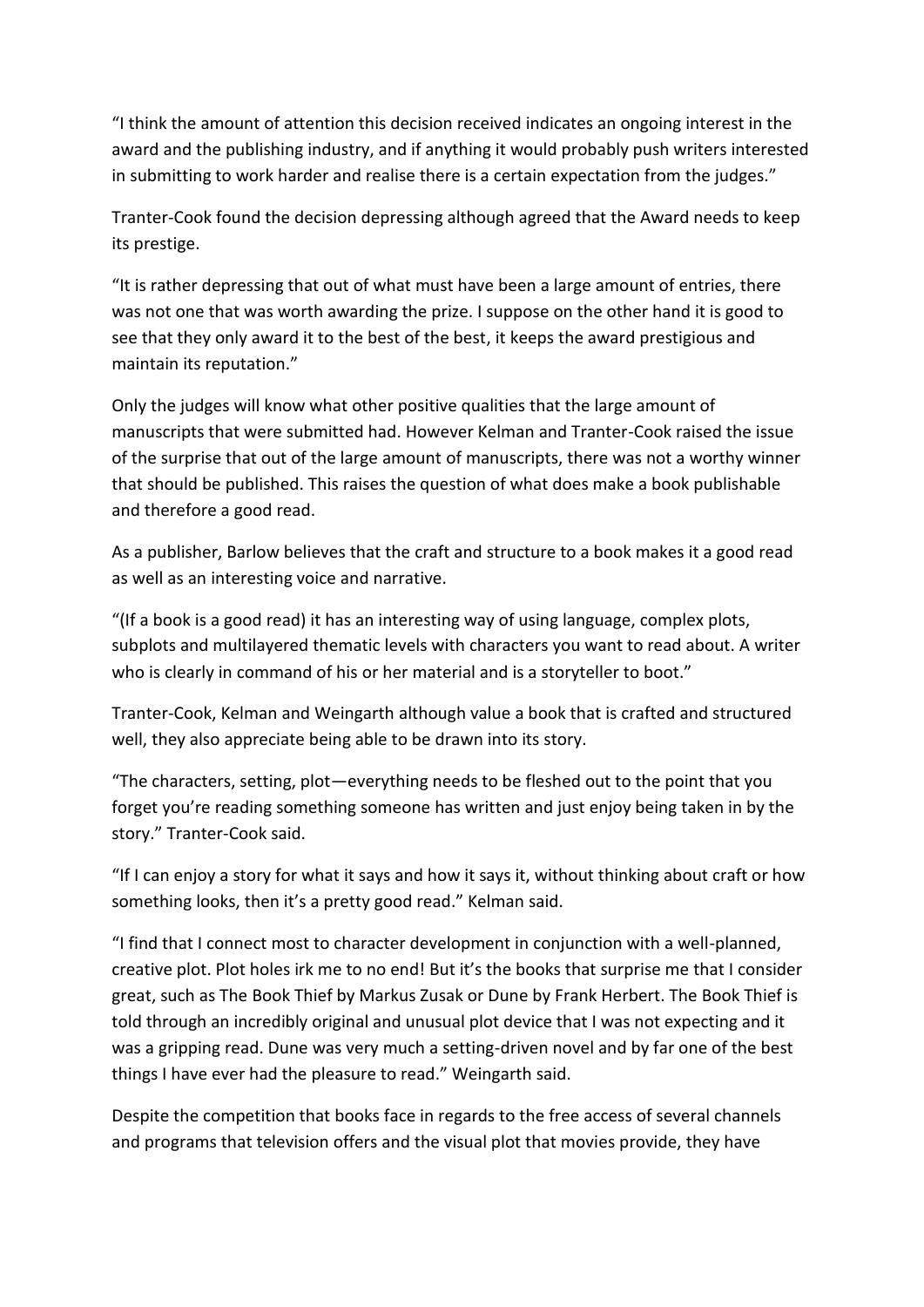"I think the amount of attention this decision received indicates an ongoing interest in the award and the publishing industry, and if anything it would probably push writers interested in submitting to work harder and realise there is a certain expectation from the judges."

Tranter-Cook found the decision depressing although agreed that the Award needs to keep its prestige.

"It is rather depressing that out of what must have been a large amount of entries, there was not one that was worth awarding the prize. I suppose on the other hand it is good to see that they only award it to the best of the best, it keeps the award prestigious and maintain its reputation."

Only the judges will know what other positive qualities that the large amount of manuscripts that were submitted had. However Kelman and Tranter-Cook raised the issue of the surprise that out of the large amount of manuscripts, there was not a worthy winner that should be published. This raises the question of what does make a book publishable and therefore a good read.

As a publisher, Barlow believes that the craft and structure to a book makes it a good read as well as an interesting voice and narrative.

"(If a book is a good read) it has an interesting way of using language, complex plots, subplots and multilayered thematic levels with characters you want to read about. A writer who is clearly in command of his or her material and is a storyteller to boot."

Tranter-Cook, Kelman and Weingarth although value a book that is crafted and structured well, they also appreciate being able to be drawn into its story.

"The characters, setting, plot—everything needs to be fleshed out to the point that you forget you're reading something someone has written and just enjoy being taken in by the story." Tranter-Cook said.

"If I can enjoy a story for what it says and how it says it, without thinking about craft or how something looks, then it's a pretty good read." Kelman said.

"I find that I connect most to character development in conjunction with a well-planned, creative plot. Plot holes irk me to no end! But it's the books that surprise me that I consider great, such as The Book Thief by Markus Zusak or Dune by Frank Herbert. The Book Thief is told through an incredibly original and unusual plot device that I was not expecting and it was a gripping read. Dune was very much a setting-driven novel and by far one of the best things I have ever had the pleasure to read." Weingarth said.

Despite the competition that books face in regards to the free access of several channels and programs that television offers and the visual plot that movies provide, they have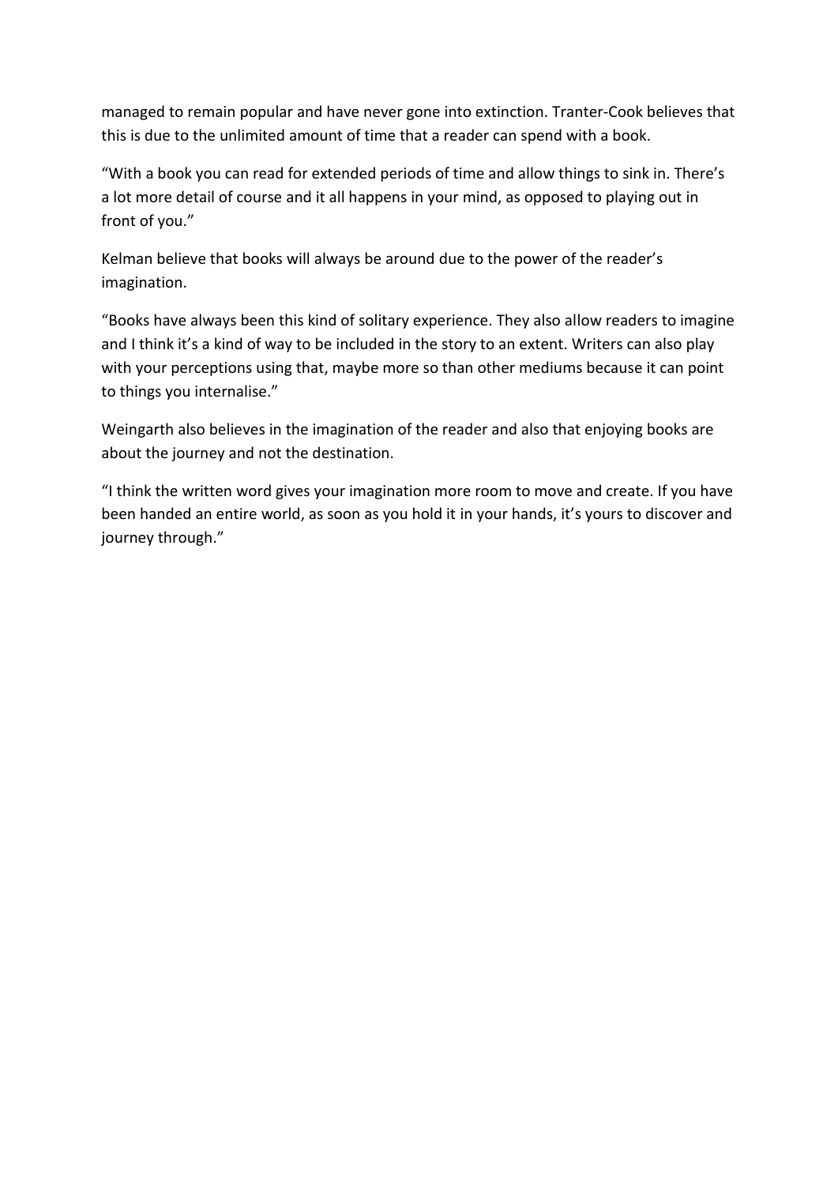managed to remain popular and have never gone into extinction. Tranter-Cook believes that this is due to the unlimited amount of time that a reader can spend with a book.

“With a book you can read for extended periods of time and allow things to sink in. There’s a lot more detail of course and it all happens in your mind, as opposed to playing out in front of you.”

Kelman believe that books will always be around due to the power of the reader’s imagination.

“Books have always been this kind of solitary experience. They also allow readers to imagine and I think it’s a kind of way to be included in the story to an extent. Writers can also play with your perceptions using that, maybe more so than other mediums because it can point to things you internalise.”

Weingarth also believes in the imagination of the reader and also that enjoying books are about the journey and not the destination.

“I think the written word gives your imagination more room to move and create. If you have been handed an entire world, as soon as you hold it in your hands, it’s yours to discover and journey through.”